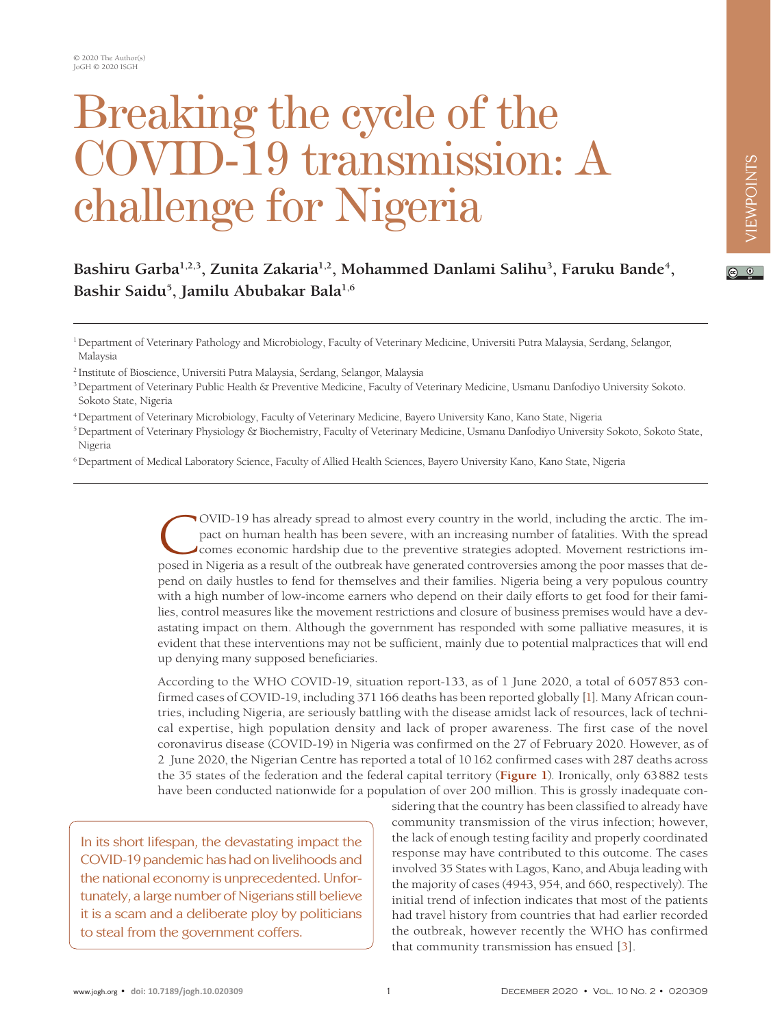© 2020 The Author(s)
JoGH © 2020 ISGH

# Breaking the cycle of the COVID-19 transmission: A challenge for Nigeria

**Bashiru Garba[1,2,3], Zunita Zakaria[1,2], Mohammed Danlami Salihu[3], Faruku Bande[4], Bashir Saidu[5], Jamilu Abubakar Bala[1,6]**

[1] Department of Veterinary Pathology and Microbiology, Faculty of Veterinary Medicine, Universiti Putra Malaysia, Serdang, Selangor, Malaysia

[2] Institute of Bioscience, Universiti Putra Malaysia, Serdang, Selangor, Malaysia

[3] Department of Veterinary Public Health & Preventive Medicine, Faculty of Veterinary Medicine, Usmanu Danfodiyo University Sokoto. Sokoto State, Nigeria

[4] Department of Veterinary Microbiology, Faculty of Veterinary Medicine, Bayero University Kano, Kano State, Nigeria

[5] Department of Veterinary Physiology & Biochemistry, Faculty of Veterinary Medicine, Usmanu Danfodiyo University Sokoto, Sokoto State, Nigeria

[6] Department of Medical Laboratory Science, Faculty of Allied Health Sciences, Bayero University Kano, Kano State, Nigeria

COVID-19 has already spread to almost every country in the world, including the arctic. The impact on human health has been severe, with an increasing number of fatalities. With the spread comes economic hardship due to the preventive strategies adopted. Movement restrictions imposed in Nigeria as a result of the outbreak have generated controversies among the poor masses that depend on daily hustles to fend for themselves and their families. Nigeria being a very populous country with a high number of low-income earners who depend on their daily efforts to get food for their families, control measures like the movement restrictions and closure of business premises would have a devastating impact on them. Although the government has responded with some palliative measures, it is evident that these interventions may not be sufficient, mainly due to potential malpractices that will end up denying many supposed beneficiaries.

According to the WHO COVID-19, situation report-133, as of 1 June 2020, a total of 6 057 853 confirmed cases of COVID-19, including 371 166 deaths has been reported globally [1]. Many African countries, including Nigeria, are seriously battling with the disease amidst lack of resources, lack of technical expertise, high population density and lack of proper awareness. The first case of the novel coronavirus disease (COVID-19) in Nigeria was confirmed on the 27 of February 2020. However, as of 2 June 2020, the Nigerian Centre has reported a total of 10 162 confirmed cases with 287 deaths across the 35 states of the federation and the federal capital territory (**Figure 1**). Ironically, only 63 882 tests have been conducted nationwide for a population of over 200 million. This is grossly inadequate considering that the country has been classified to already have community transmission of the virus infection; however, the lack of enough testing facility and properly coordinated response may have contributed to this outcome. The cases involved 35 States with Lagos, Kano, and Abuja leading with the majority of cases (4943, 954, and 660, respectively). The initial trend of infection indicates that most of the patients had travel history from countries that had earlier recorded the outbreak, however recently the WHO has confirmed that community transmission has ensued [3].

> In its short lifespan, the devastating impact the COVID-19 pandemic has had on livelihoods and the national economy is unprecedented. Unfortunately, a large number of Nigerians still believe it is a scam and a deliberate ploy by politicians to steal from the government coffers.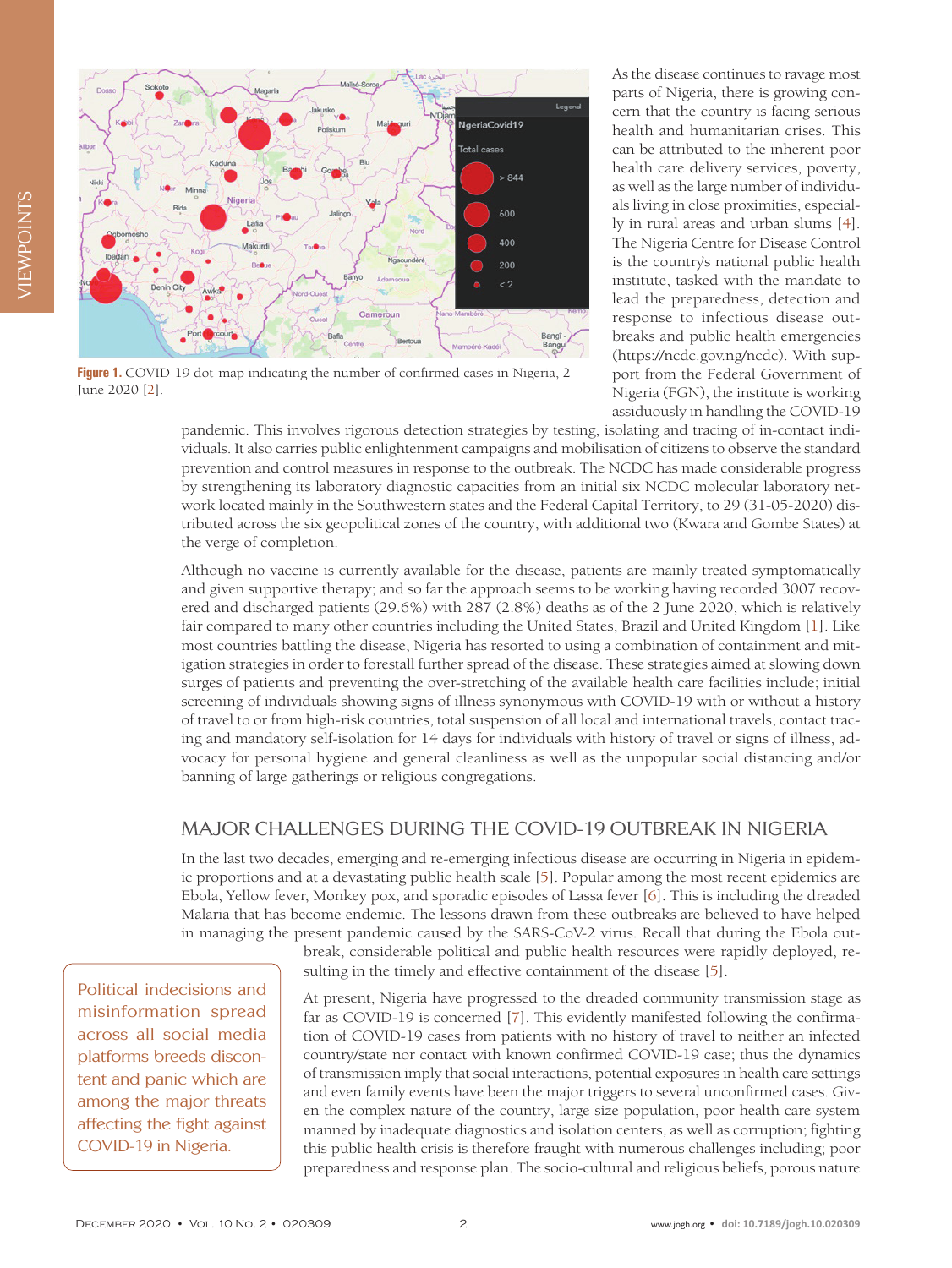Figure 1. COVID-19 dot-map indicating the number of confirmed cases in Nigeria, 2 June 2020 [2].

As the disease continues to ravage most parts of Nigeria, there is growing concern that the country is facing serious health and humanitarian crises. This can be attributed to the inherent poor health care delivery services, poverty, as well as the large number of individuals living in close proximities, especially in rural areas and urban slums [4]. The Nigeria Centre for Disease Control is the country's national public health institute, tasked with the mandate to lead the preparedness, detection and response to infectious disease outbreaks and public health emergencies (https://ncdc.gov.ng/ncdc). With support from the Federal Government of Nigeria (FGN), the institute is working assiduously in handling the COVID-19 pandemic. This involves rigorous detection strategies by testing, isolating and tracing of in-contact individuals. It also carries public enlightenment campaigns and mobilisation of citizens to observe the standard prevention and control measures in response to the outbreak. The NCDC has made considerable progress by strengthening its laboratory diagnostic capacities from an initial six NCDC molecular laboratory network located mainly in the Southwestern states and the Federal Capital Territory, to 29 (31-05-2020) distributed across the six geopolitical zones of the country, with additional two (Kwara and Gombe States) at the verge of completion.

Although no vaccine is currently available for the disease, patients are mainly treated symptomatically and given supportive therapy; and so far the approach seems to be working having recorded 3007 recovered and discharged patients (29.6%) with 287 (2.8%) deaths as of the 2 June 2020, which is relatively fair compared to many other countries including the United States, Brazil and United Kingdom [1]. Like most countries battling the disease, Nigeria has resorted to using a combination of containment and mitigation strategies in order to forestall further spread of the disease. These strategies aimed at slowing down surges of patients and preventing the over-stretching of the available health care facilities include; initial screening of individuals showing signs of illness synonymous with COVID-19 with or without a history of travel to or from high-risk countries, total suspension of all local and international travels, contact tracing and mandatory self-isolation for 14 days for individuals with history of travel or signs of illness, advocacy for personal hygiene and general cleanliness as well as the unpopular social distancing and/or banning of large gatherings or religious congregations.

## MAJOR CHALLENGES DURING THE COVID-19 OUTBREAK IN NIGERIA

In the last two decades, emerging and re-emerging infectious disease are occurring in Nigeria in epidemic proportions and at a devastating public health scale [5]. Popular among the most recent epidemics are Ebola, Yellow fever, Monkey pox, and sporadic episodes of Lassa fever [6]. This is including the dreaded Malaria that has become endemic. The lessons drawn from these outbreaks are believed to have helped in managing the present pandemic caused by the SARS-CoV-2 virus. Recall that during the Ebola outbreak, considerable political and public health resources were rapidly deployed, resulting in the timely and effective containment of the disease [5].

> Political indecisions and misinformation spread across all social media platforms breeds discontent and panic which are among the major threats affecting the fight against COVID-19 in Nigeria.

At present, Nigeria have progressed to the dreaded community transmission stage as far as COVID-19 is concerned [7]. This evidently manifested following the confirmation of COVID-19 cases from patients with no history of travel to neither an infected country/state nor contact with known confirmed COVID-19 case; thus the dynamics of transmission imply that social interactions, potential exposures in health care settings and even family events have been the major triggers to several unconfirmed cases. Given the complex nature of the country, large size population, poor health care system manned by inadequate diagnostics and isolation centers, as well as corruption; fighting this public health crisis is therefore fraught with numerous challenges including; poor preparedness and response plan. The socio-cultural and religious beliefs, porous nature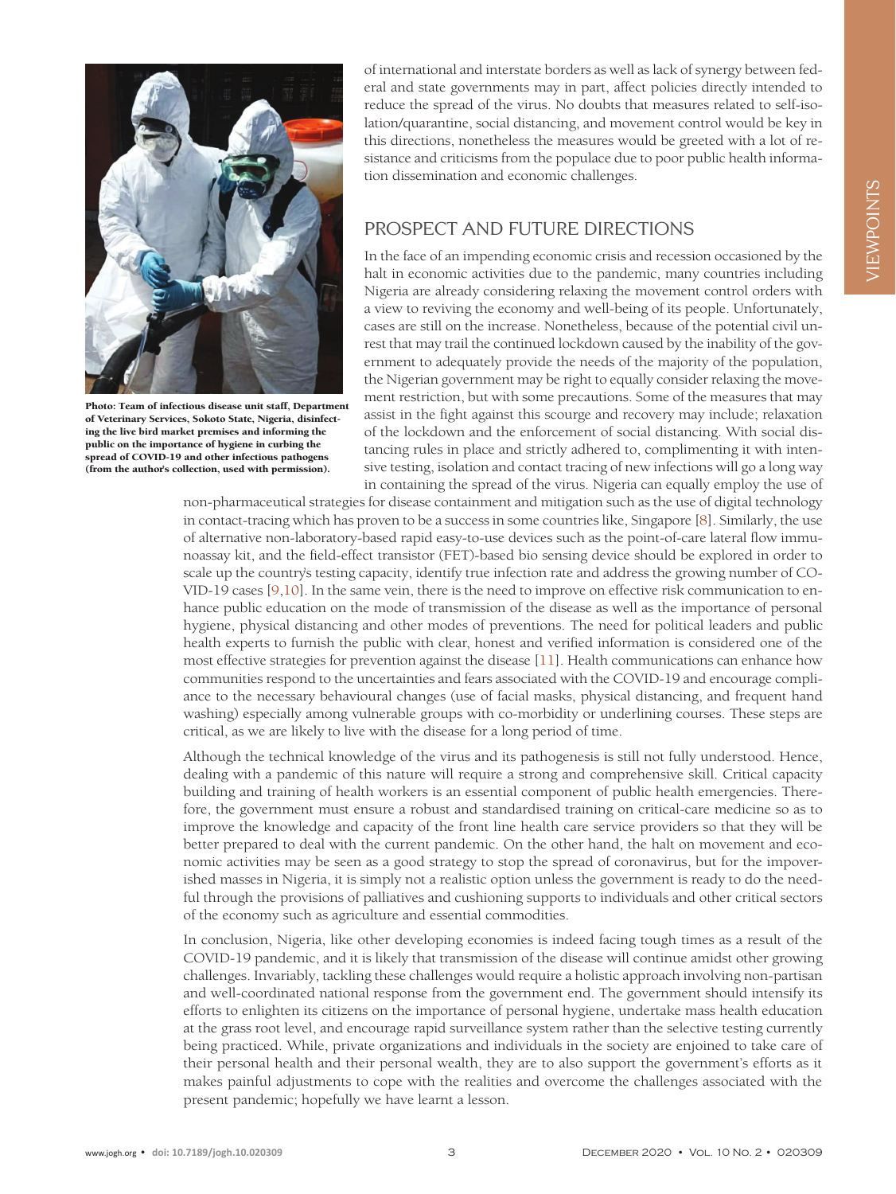of international and interstate borders as well as lack of synergy between federal and state governments may in part, affect policies directly intended to reduce the spread of the virus. No doubts that measures related to self-isolation/quarantine, social distancing, and movement control would be key in this directions, nonetheless the measures would be greeted with a lot of resistance and criticisms from the populace due to poor public health information dissemination and economic challenges.

**Photo: Team of infectious disease unit staff, Department of Veterinary Services, Sokoto State, Nigeria, disinfecting the live bird market premises and informing the public on the importance of hygiene in curbing the spread of COVID-19 and other infectious pathogens (from the author's collection, used with permission).**

## PROSPECT AND FUTURE DIRECTIONS

In the face of an impending economic crisis and recession occasioned by the halt in economic activities due to the pandemic, many countries including Nigeria are already considering relaxing the movement control orders with a view to reviving the economy and well-being of its people. Unfortunately, cases are still on the increase. Nonetheless, because of the potential civil unrest that may trail the continued lockdown caused by the inability of the government to adequately provide the needs of the majority of the population, the Nigerian government may be right to equally consider relaxing the movement restriction, but with some precautions. Some of the measures that may assist in the fight against this scourge and recovery may include; relaxation of the lockdown and the enforcement of social distancing. With social distancing rules in place and strictly adhered to, complimenting it with intensive testing, isolation and contact tracing of new infections will go a long way in containing the spread of the virus. Nigeria can equally employ the use of non-pharmaceutical strategies for disease containment and mitigation such as the use of digital technology in contact-tracing which has proven to be a success in some countries like, Singapore [8]. Similarly, the use of alternative non-laboratory-based rapid easy-to-use devices such as the point-of-care lateral flow immunoassay kit, and the field-effect transistor (FET)-based bio sensing device should be explored in order to scale up the country's testing capacity, identify true infection rate and address the growing number of COVID-19 cases [9,10]. In the same vein, there is the need to improve on effective risk communication to enhance public education on the mode of transmission of the disease as well as the importance of personal hygiene, physical distancing and other modes of preventions. The need for political leaders and public health experts to furnish the public with clear, honest and verified information is considered one of the most effective strategies for prevention against the disease [11]. Health communications can enhance how communities respond to the uncertainties and fears associated with the COVID-19 and encourage compliance to the necessary behavioural changes (use of facial masks, physical distancing, and frequent hand washing) especially among vulnerable groups with co-morbidity or underlining courses. These steps are critical, as we are likely to live with the disease for a long period of time.

Although the technical knowledge of the virus and its pathogenesis is still not fully understood. Hence, dealing with a pandemic of this nature will require a strong and comprehensive skill. Critical capacity building and training of health workers is an essential component of public health emergencies. Therefore, the government must ensure a robust and standardised training on critical-care medicine so as to improve the knowledge and capacity of the front line health care service providers so that they will be better prepared to deal with the current pandemic. On the other hand, the halt on movement and economic activities may be seen as a good strategy to stop the spread of coronavirus, but for the impoverished masses in Nigeria, it is simply not a realistic option unless the government is ready to do the needful through the provisions of palliatives and cushioning supports to individuals and other critical sectors of the economy such as agriculture and essential commodities.

In conclusion, Nigeria, like other developing economies is indeed facing tough times as a result of the COVID-19 pandemic, and it is likely that transmission of the disease will continue amidst other growing challenges. Invariably, tackling these challenges would require a holistic approach involving non-partisan and well-coordinated national response from the government end. The government should intensify its efforts to enlighten its citizens on the importance of personal hygiene, undertake mass health education at the grass root level, and encourage rapid surveillance system rather than the selective testing currently being practiced. While, private organizations and individuals in the society are enjoined to take care of their personal health and their personal wealth, they are to also support the government's efforts as it makes painful adjustments to cope with the realities and overcome the challenges associated with the present pandemic; hopefully we have learnt a lesson.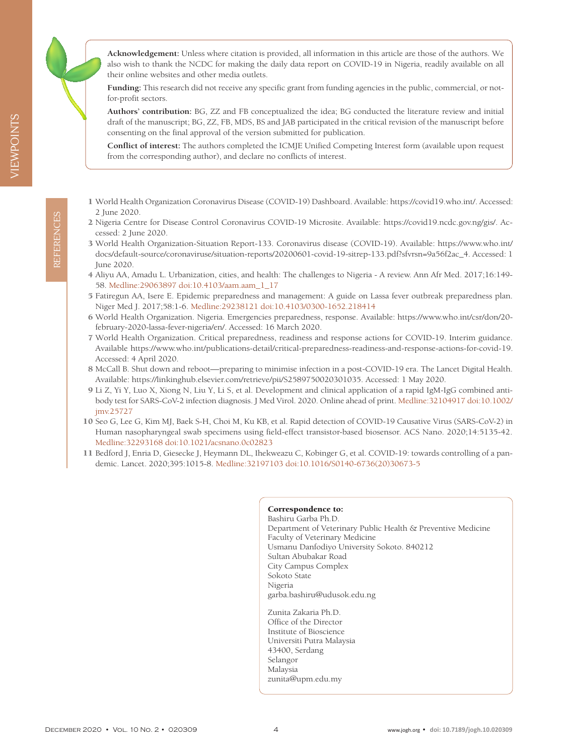**Acknowledgement:** Unless where citation is provided, all information in this article are those of the authors. We also wish to thank the NCDC for making the daily data report on COVID-19 in Nigeria, readily available on all their online websites and other media outlets.

**Funding:** This research did not receive any specific grant from funding agencies in the public, commercial, or not-for-profit sectors.

**Authors' contribution:** BG, ZZ and FB conceptualized the idea; BG conducted the literature review and initial draft of the manuscript; BG, ZZ, FB, MDS, BS and JAB participated in the critical revision of the manuscript before consenting on the final approval of the version submitted for publication.

**Conflict of interest:** The authors completed the ICMJE Unified Competing Interest form (available upon request from the corresponding author), and declare no conflicts of interest.

## REFERENCES

1. World Health Organization Coronavirus Disease (COVID-19) Dashboard. Available: https://covid19.who.int/. Accessed: 2 June 2020.
2. Nigeria Centre for Disease Control Coronavirus COVID-19 Microsite. Available: https://covid19.ncdc.gov.ng/gis/. Accessed: 2 June 2020.
3. World Health Organization-Situation Report-133. Coronavirus disease (COVID-19). Available: https://www.who.int/docs/default-source/coronaviruse/situation-reports/20200601-covid-19-sitrep-133.pdf?sfvrsn=9a56f2ac_4. Accessed: 1 June 2020.
4. Aliyu AA, Amadu L. Urbanization, cities, and health: The challenges to Nigeria - A review. Ann Afr Med. 2017;16:149-58. Medline:29063897 doi:10.4103/aam.aam_1_17
5. Fatiregun AA, Isere E. Epidemic preparedness and management: A guide on Lassa fever outbreak preparedness plan. Niger Med J. 2017;58:1-6. Medline:29238121 doi:10.4103/0300-1652.218414
6. World Health Organization. Nigeria. Emergencies preparedness, response. Available: https://www.who.int/csr/don/20-february-2020-lassa-fever-nigeria/en/. Accessed: 16 March 2020.
7. World Health Organization. Critical preparedness, readiness and response actions for COVID-19. Interim guidance. Available https://www.who.int/publications-detail/critical-preparedness-readiness-and-response-actions-for-covid-19. Accessed: 4 April 2020.
8. McCall B. Shut down and reboot—preparing to minimise infection in a post-COVID-19 era. The Lancet Digital Health. Available: https://linkinghub.elsevier.com/retrieve/pii/S2589750020301035. Accessed: 1 May 2020.
9. Li Z, Yi Y, Luo X, Xiong N, Liu Y, Li S, et al. Development and clinical application of a rapid IgM-IgG combined antibody test for SARS-CoV-2 infection diagnosis. J Med Virol. 2020. Online ahead of print. Medline:32104917 doi:10.1002/jmv.25727
10. Seo G, Lee G, Kim MJ, Baek S-H, Choi M, Ku KB, et al. Rapid detection of COVID-19 Causative Virus (SARS-CoV-2) in Human nasopharyngeal swab specimens using field-effect transistor-based biosensor. ACS Nano. 2020;14:5135-42. Medline:32293168 doi:10.1021/acsnano.0c02823
11. Bedford J, Enria D, Giesecke J, Heymann DL, Ihekweazu C, Kobinger G, et al. COVID-19: towards controlling of a pandemic. Lancet. 2020;395:1015-8. Medline:32197103 doi:10.1016/S0140-6736(20)30673-5

**Correspondence to:**
Bashiru Garba Ph.D.
Department of Veterinary Public Health & Preventive Medicine
Faculty of Veterinary Medicine
Usmanu Danfodiyo University Sokoto. 840212
Sultan Abubakar Road
City Campus Complex
Sokoto State
Nigeria
garba.bashiru@udusok.edu.ng

Zunita Zakaria Ph.D.
Office of the Director
Institute of Bioscience
Universiti Putra Malaysia
43400, Serdang
Selangor
Malaysia
zunita@upm.edu.my